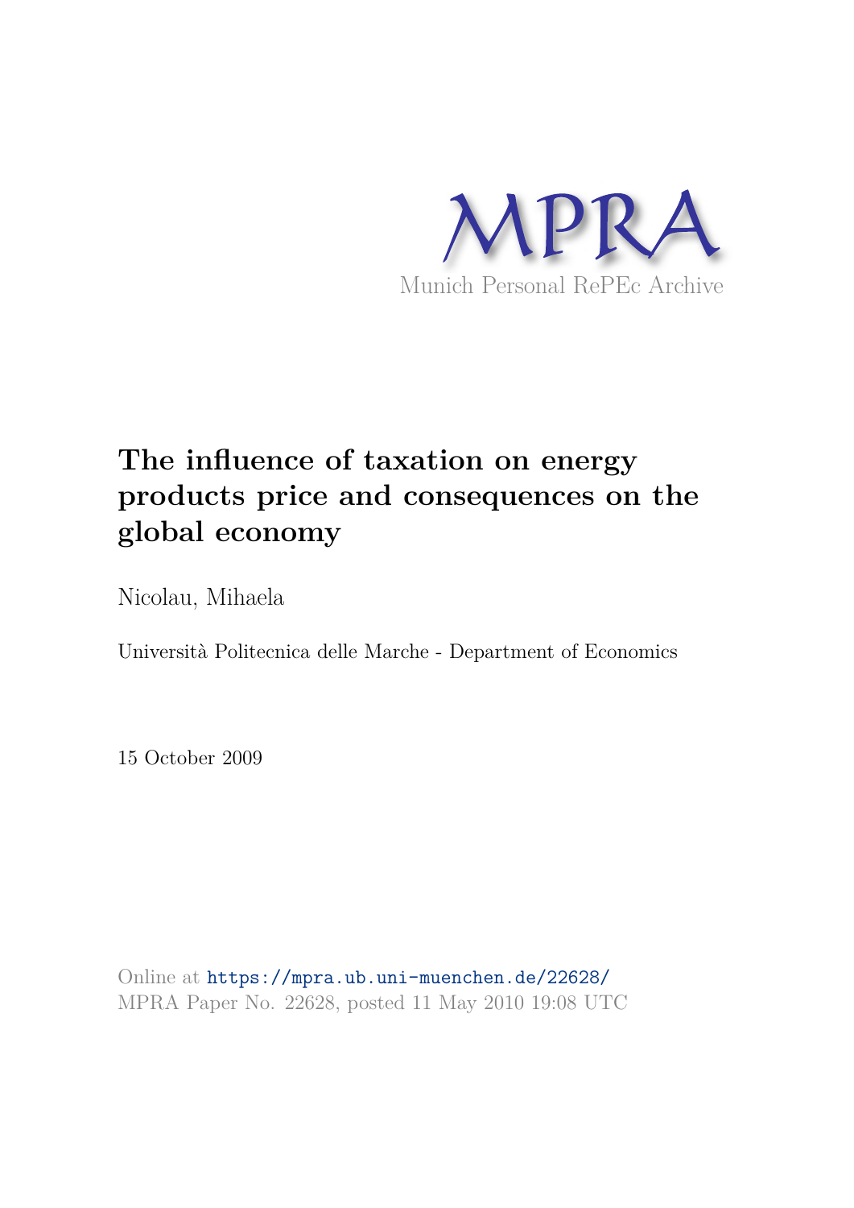MPRA

Munich Personal RePEc Archive

# The influence of taxation on energy products price and consequences on the global economy

Nicolau, Mihaela

Università Politecnica delle Marche - Department of Economics

15 October 2009

Online at https://mpra.ub.uni-muenchen.de/22628/
MPRA Paper No. 22628, posted 11 May 2010 19:08 UTC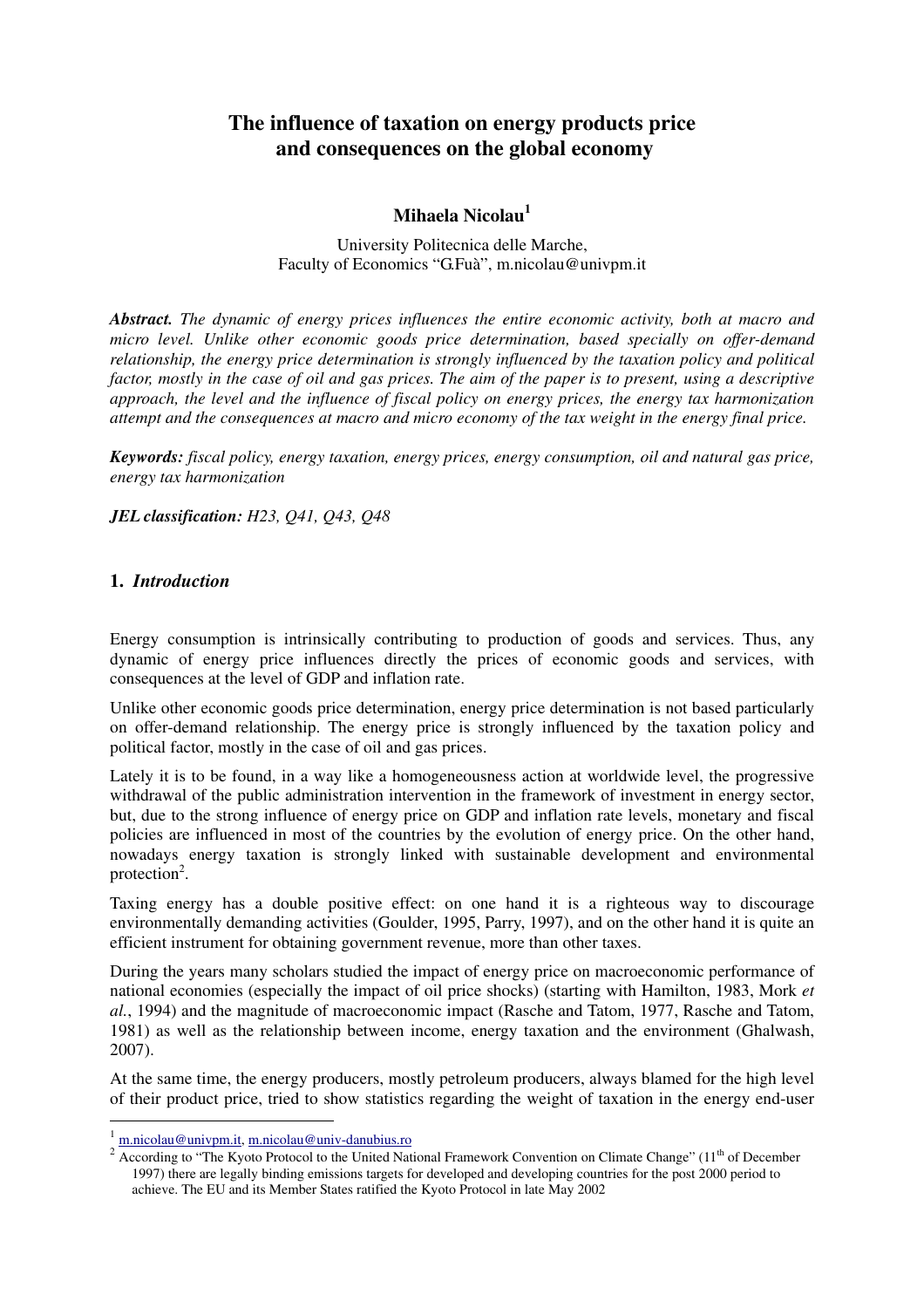# The influence of taxation on energy products price and consequences on the global economy

**Mihaela Nicolau**[1]

University Politecnica delle Marche,
Faculty of Economics "G.Fuà", m.nicolau@univpm.it

***Abstract.*** *The dynamic of energy prices influences the entire economic activity, both at macro and micro level. Unlike other economic goods price determination, based specially on offer-demand relationship, the energy price determination is strongly influenced by the taxation policy and political factor, mostly in the case of oil and gas prices. The aim of the paper is to present, using a descriptive approach, the level and the influence of fiscal policy on energy prices, the energy tax harmonization attempt and the consequences at macro and micro economy of the tax weight in the energy final price.*

***Keywords:*** *fiscal policy, energy taxation, energy prices, energy consumption, oil and natural gas price, energy tax harmonization*

***JEL classification:*** *H23, Q41, Q43, Q48*

## 1. *Introduction*

Energy consumption is intrinsically contributing to production of goods and services. Thus, any dynamic of energy price influences directly the prices of economic goods and services, with consequences at the level of GDP and inflation rate.

Unlike other economic goods price determination, energy price determination is not based particularly on offer-demand relationship. The energy price is strongly influenced by the taxation policy and political factor, mostly in the case of oil and gas prices.

Lately it is to be found, in a way like a homogeneousness action at worldwide level, the progressive withdrawal of the public administration intervention in the framework of investment in energy sector, but, due to the strong influence of energy price on GDP and inflation rate levels, monetary and fiscal policies are influenced in most of the countries by the evolution of energy price. On the other hand, nowadays energy taxation is strongly linked with sustainable development and environmental protection[2].

Taxing energy has a double positive effect: on one hand it is a righteous way to discourage environmentally demanding activities (Goulder, 1995, Parry, 1997), and on the other hand it is quite an efficient instrument for obtaining government revenue, more than other taxes.

During the years many scholars studied the impact of energy price on macroeconomic performance of national economies (especially the impact of oil price shocks) (starting with Hamilton, 1983, Mork *et al.*, 1994) and the magnitude of macroeconomic impact (Rasche and Tatom, 1977, Rasche and Tatom, 1981) as well as the relationship between income, energy taxation and the environment (Ghalwash, 2007).

At the same time, the energy producers, mostly petroleum producers, always blamed for the high level of their product price, tried to show statistics regarding the weight of taxation in the energy end-user

---

[1] m.nicolau@univpm.it, m.nicolau@univ-danubius.ro

[2] According to "The Kyoto Protocol to the United National Framework Convention on Climate Change" (11th of December 1997) there are legally binding emissions targets for developed and developing countries for the post 2000 period to achieve. The EU and its Member States ratified the Kyoto Protocol in late May 2002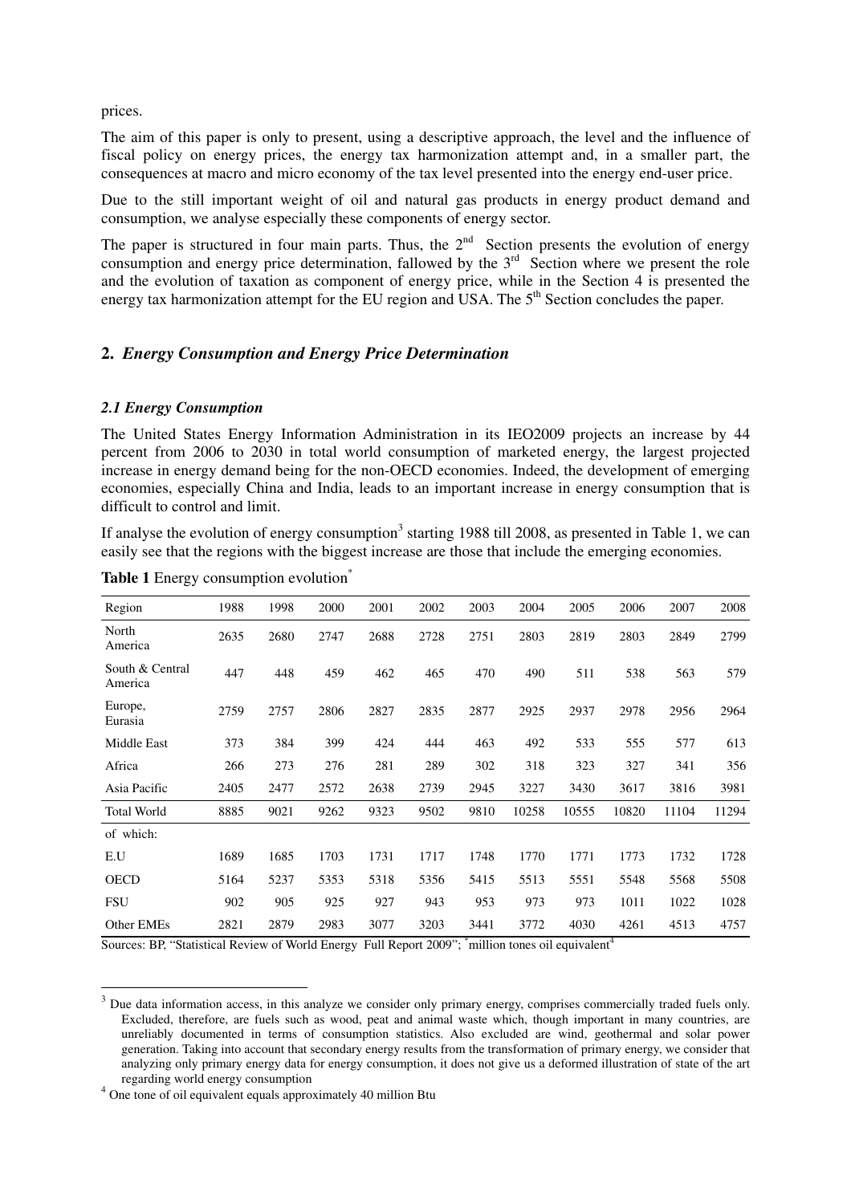prices.

The aim of this paper is only to present, using a descriptive approach, the level and the influence of fiscal policy on energy prices, the energy tax harmonization attempt and, in a smaller part, the consequences at macro and micro economy of the tax level presented into the energy end-user price.

Due to the still important weight of oil and natural gas products in energy product demand and consumption, we analyse especially these components of energy sector.

The paper is structured in four main parts. Thus, the 2nd Section presents the evolution of energy consumption and energy price determination, fallowed by the 3rd Section where we present the role and the evolution of taxation as component of energy price, while in the Section 4 is presented the energy tax harmonization attempt for the EU region and USA. The 5th Section concludes the paper.

## 2. *Energy Consumption and Energy Price Determination*

### *2.1 Energy Consumption*

The United States Energy Information Administration in its IEO2009 projects an increase by 44 percent from 2006 to 2030 in total world consumption of marketed energy, the largest projected increase in energy demand being for the non-OECD economies. Indeed, the development of emerging economies, especially China and India, leads to an important increase in energy consumption that is difficult to control and limit.

If analyse the evolution of energy consumption[3] starting 1988 till 2008, as presented in Table 1, we can easily see that the regions with the biggest increase are those that include the emerging economies.

**Table 1** Energy consumption evolution*

| Region | 1988 | 1998 | 2000 | 2001 | 2002 | 2003 | 2004 | 2005 | 2006 | 2007 | 2008 |
|---|---|---|---|---|---|---|---|---|---|---|---|
| North America | 2635 | 2680 | 2747 | 2688 | 2728 | 2751 | 2803 | 2819 | 2803 | 2849 | 2799 |
| South & Central America | 447 | 448 | 459 | 462 | 465 | 470 | 490 | 511 | 538 | 563 | 579 |
| Europe, Eurasia | 2759 | 2757 | 2806 | 2827 | 2835 | 2877 | 2925 | 2937 | 2978 | 2956 | 2964 |
| Middle East | 373 | 384 | 399 | 424 | 444 | 463 | 492 | 533 | 555 | 577 | 613 |
| Africa | 266 | 273 | 276 | 281 | 289 | 302 | 318 | 323 | 327 | 341 | 356 |
| Asia Pacific | 2405 | 2477 | 2572 | 2638 | 2739 | 2945 | 3227 | 3430 | 3617 | 3816 | 3981 |
| Total World | 8885 | 9021 | 9262 | 9323 | 9502 | 9810 | 10258 | 10555 | 10820 | 11104 | 11294 |
| of which: | | | | | | | | | | | |
| E.U | 1689 | 1685 | 1703 | 1731 | 1717 | 1748 | 1770 | 1771 | 1773 | 1732 | 1728 |
| OECD | 5164 | 5237 | 5353 | 5318 | 5356 | 5415 | 5513 | 5551 | 5548 | 5568 | 5508 |
| FSU | 902 | 905 | 925 | 927 | 943 | 953 | 973 | 973 | 1011 | 1022 | 1028 |
| Other EMEs | 2821 | 2879 | 2983 | 3077 | 3203 | 3441 | 3772 | 4030 | 4261 | 4513 | 4757 |

Sources: BP, "Statistical Review of World Energy Full Report 2009"; *million tones oil equivalent[4]

[3] Due data information access, in this analyze we consider only primary energy, comprises commercially traded fuels only. Excluded, therefore, are fuels such as wood, peat and animal waste which, though important in many countries, are unreliably documented in terms of consumption statistics. Also excluded are wind, geothermal and solar power generation. Taking into account that secondary energy results from the transformation of primary energy, we consider that analyzing only primary energy data for energy consumption, it does not give us a deformed illustration of state of the art regarding world energy consumption

[4] One tone of oil equivalent equals approximately 40 million Btu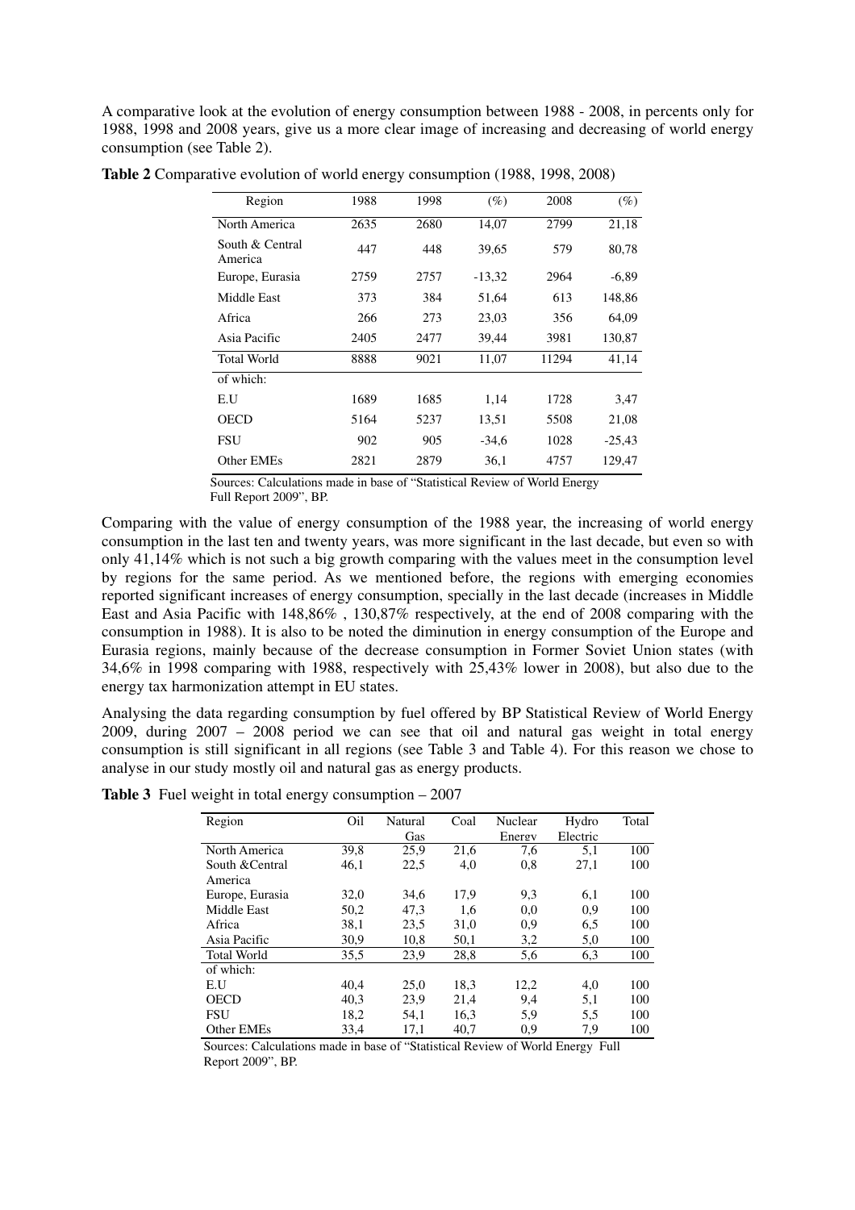A comparative look at the evolution of energy consumption between 1988 - 2008, in percents only for 1988, 1998 and 2008 years, give us a more clear image of increasing and decreasing of world energy consumption (see Table 2).

**Table 2** Comparative evolution of world energy consumption (1988, 1998, 2008)

| Region | 1988 | 1998 | (%) | 2008 | (%) |
|---|---|---|---|---|---|
| North America | 2635 | 2680 | 14,07 | 2799 | 21,18 |
| South & Central America | 447 | 448 | 39,65 | 579 | 80,78 |
| Europe, Eurasia | 2759 | 2757 | -13,32 | 2964 | -6,89 |
| Middle East | 373 | 384 | 51,64 | 613 | 148,86 |
| Africa | 266 | 273 | 23,03 | 356 | 64,09 |
| Asia Pacific | 2405 | 2477 | 39,44 | 3981 | 130,87 |
| Total World | 8888 | 9021 | 11,07 | 11294 | 41,14 |
| of which: | | | | | |
| E.U | 1689 | 1685 | 1,14 | 1728 | 3,47 |
| OECD | 5164 | 5237 | 13,51 | 5508 | 21,08 |
| FSU | 902 | 905 | -34,6 | 1028 | -25,43 |
| Other EMEs | 2821 | 2879 | 36,1 | 4757 | 129,47 |

Sources: Calculations made in base of "Statistical Review of World Energy Full Report 2009", BP.

Comparing with the value of energy consumption of the 1988 year, the increasing of world energy consumption in the last ten and twenty years, was more significant in the last decade, but even so with only 41,14% which is not such a big growth comparing with the values meet in the consumption level by regions for the same period. As we mentioned before, the regions with emerging economies reported significant increases of energy consumption, specially in the last decade (increases in Middle East and Asia Pacific with 148,86% , 130,87% respectively, at the end of 2008 comparing with the consumption in 1988). It is also to be noted the diminution in energy consumption of the Europe and Eurasia regions, mainly because of the decrease consumption in Former Soviet Union states (with 34,6% in 1998 comparing with 1988, respectively with 25,43% lower in 2008), but also due to the energy tax harmonization attempt in EU states.

Analysing the data regarding consumption by fuel offered by BP Statistical Review of World Energy 2009, during 2007 – 2008 period we can see that oil and natural gas weight in total energy consumption is still significant in all regions (see Table 3 and Table 4). For this reason we chose to analyse in our study mostly oil and natural gas as energy products.

**Table 3** Fuel weight in total energy consumption – 2007

| Region | Oil | Natural Gas | Coal | Nuclear Energy | Hydro Electric | Total |
|---|---|---|---|---|---|---|
| North America | 39,8 | 25,9 | 21,6 | 7,6 | 5,1 | 100 |
| South &Central America | 46,1 | 22,5 | 4,0 | 0,8 | 27,1 | 100 |
| Europe, Eurasia | 32,0 | 34,6 | 17,9 | 9,3 | 6,1 | 100 |
| Middle East | 50,2 | 47,3 | 1,6 | 0,0 | 0,9 | 100 |
| Africa | 38,1 | 23,5 | 31,0 | 0,9 | 6,5 | 100 |
| Asia Pacific | 30,9 | 10,8 | 50,1 | 3,2 | 5,0 | 100 |
| Total World | 35,5 | 23,9 | 28,8 | 5,6 | 6,3 | 100 |
| of which: | | | | | | |
| E.U | 40,4 | 25,0 | 18,3 | 12,2 | 4,0 | 100 |
| OECD | 40,3 | 23,9 | 21,4 | 9,4 | 5,1 | 100 |
| FSU | 18,2 | 54,1 | 16,3 | 5,9 | 5,5 | 100 |
| Other EMEs | 33,4 | 17,1 | 40,7 | 0,9 | 7,9 | 100 |

Sources: Calculations made in base of "Statistical Review of World Energy Full Report 2009", BP.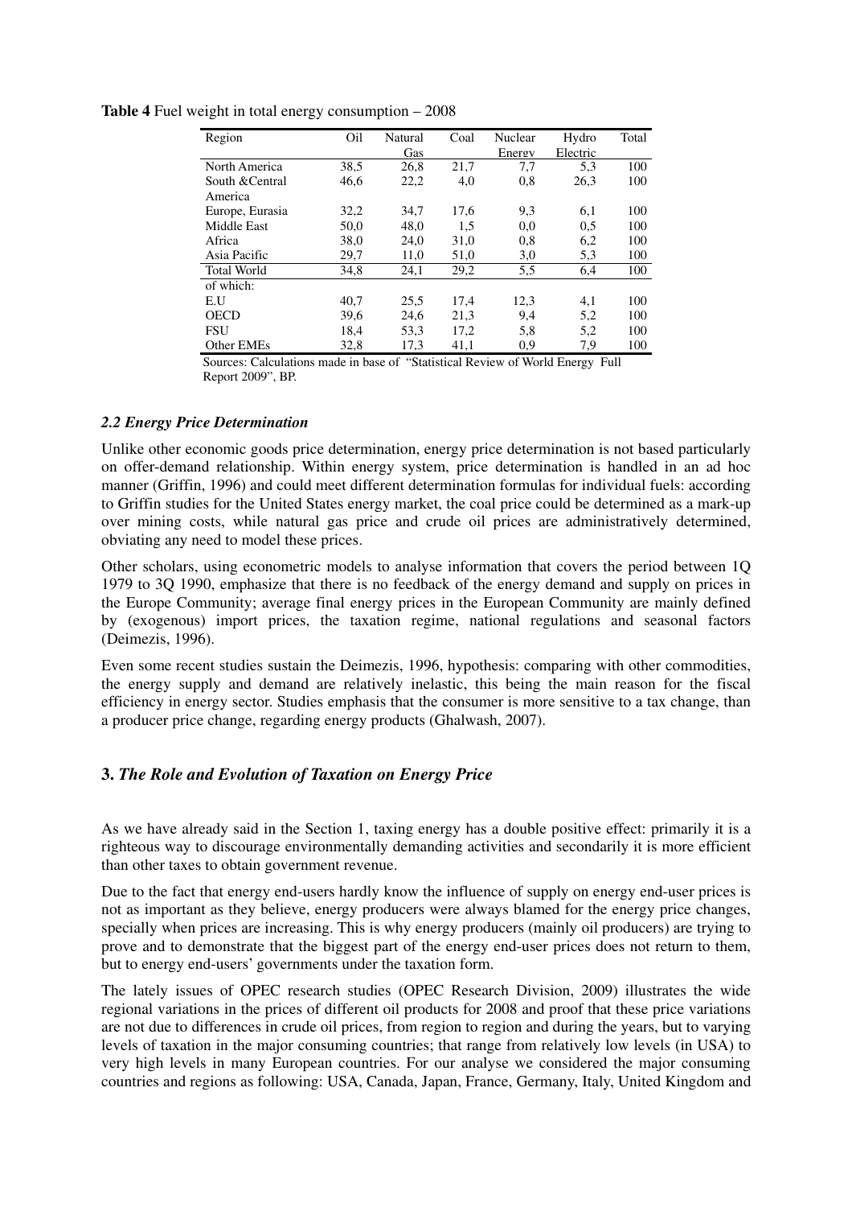**Table 4** Fuel weight in total energy consumption – 2008

| Region | Oil | Natural Gas | Coal | Nuclear Energy | Hydro Electric | Total |
|---|---|---|---|---|---|---|
| North America | 38,5 | 26,8 | 21,7 | 7,7 | 5,3 | 100 |
| South &Central America | 46,6 | 22,2 | 4,0 | 0,8 | 26,3 | 100 |
| Europe, Eurasia | 32,2 | 34,7 | 17,6 | 9,3 | 6,1 | 100 |
| Middle East | 50,0 | 48,0 | 1,5 | 0,0 | 0,5 | 100 |
| Africa | 38,0 | 24,0 | 31,0 | 0,8 | 6,2 | 100 |
| Asia Pacific | 29,7 | 11,0 | 51,0 | 3,0 | 5,3 | 100 |
| Total World | 34,8 | 24,1 | 29,2 | 5,5 | 6,4 | 100 |
| of which: | | | | | | |
| E.U | 40,7 | 25,5 | 17,4 | 12,3 | 4,1 | 100 |
| OECD | 39,6 | 24,6 | 21,3 | 9,4 | 5,2 | 100 |
| FSU | 18,4 | 53,3 | 17,2 | 5,8 | 5,2 | 100 |
| Other EMEs | 32,8 | 17,3 | 41,1 | 0,9 | 7,9 | 100 |

Sources: Calculations made in base of "Statistical Review of World Energy Full Report 2009", BP.

### *2.2 Energy Price Determination*

Unlike other economic goods price determination, energy price determination is not based particularly on offer-demand relationship. Within energy system, price determination is handled in an ad hoc manner (Griffin, 1996) and could meet different determination formulas for individual fuels: according to Griffin studies for the United States energy market, the coal price could be determined as a mark-up over mining costs, while natural gas price and crude oil prices are administratively determined, obviating any need to model these prices.

Other scholars, using econometric models to analyse information that covers the period between 1Q 1979 to 3Q 1990, emphasize that there is no feedback of the energy demand and supply on prices in the Europe Community; average final energy prices in the European Community are mainly defined by (exogenous) import prices, the taxation regime, national regulations and seasonal factors (Deimezis, 1996).

Even some recent studies sustain the Deimezis, 1996, hypothesis: comparing with other commodities, the energy supply and demand are relatively inelastic, this being the main reason for the fiscal efficiency in energy sector. Studies emphasis that the consumer is more sensitive to a tax change, than a producer price change, regarding energy products (Ghalwash, 2007).

## **3.** *The Role and Evolution of Taxation on Energy Price*

As we have already said in the Section 1, taxing energy has a double positive effect: primarily it is a righteous way to discourage environmentally demanding activities and secondarily it is more efficient than other taxes to obtain government revenue.

Due to the fact that energy end-users hardly know the influence of supply on energy end-user prices is not as important as they believe, energy producers were always blamed for the energy price changes, specially when prices are increasing. This is why energy producers (mainly oil producers) are trying to prove and to demonstrate that the biggest part of the energy end-user prices does not return to them, but to energy end-users' governments under the taxation form.

The lately issues of OPEC research studies (OPEC Research Division, 2009) illustrates the wide regional variations in the prices of different oil products for 2008 and proof that these price variations are not due to differences in crude oil prices, from region to region and during the years, but to varying levels of taxation in the major consuming countries; that range from relatively low levels (in USA) to very high levels in many European countries. For our analyse we considered the major consuming countries and regions as following: USA, Canada, Japan, France, Germany, Italy, United Kingdom and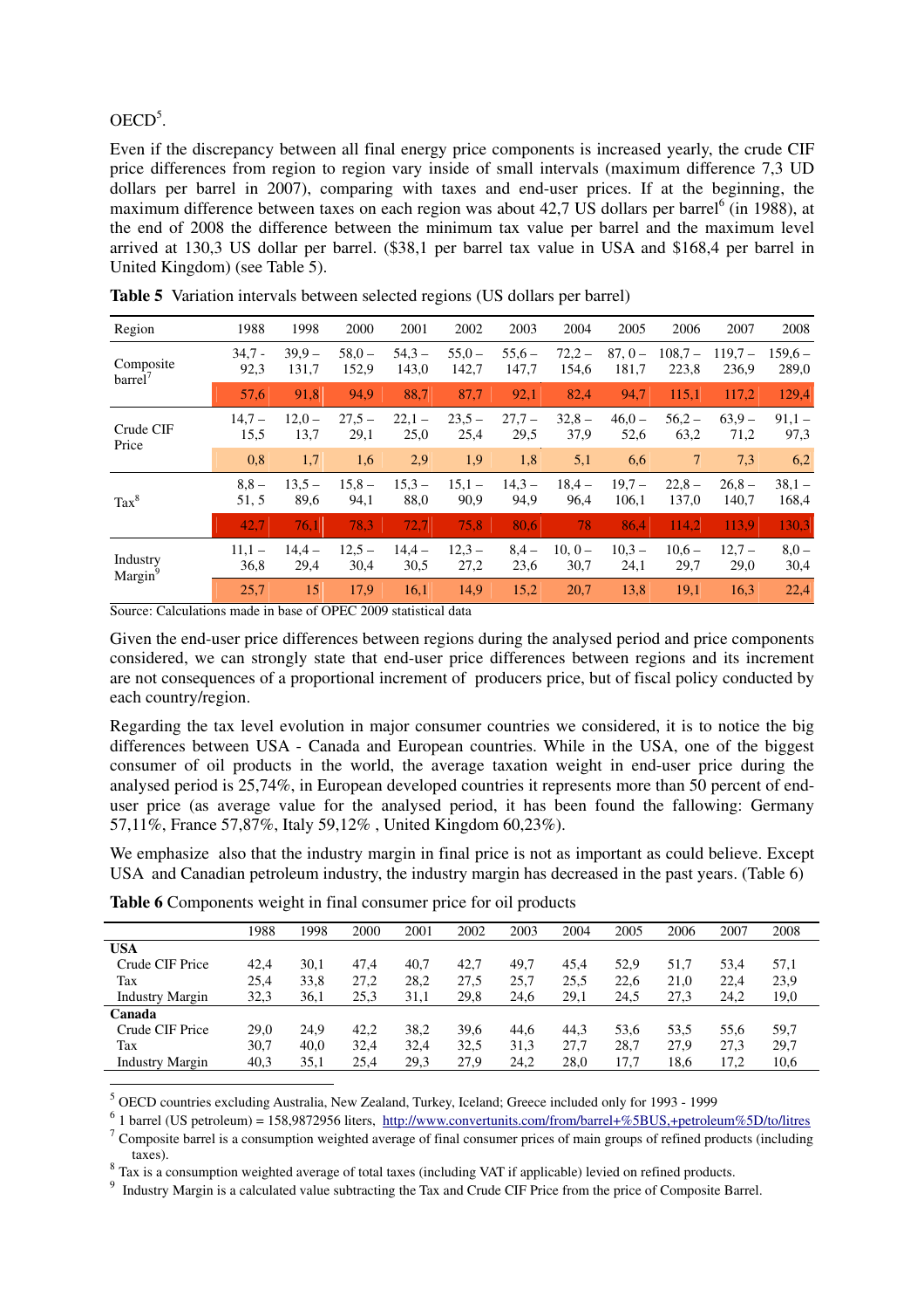OECD[5].

Even if the discrepancy between all final energy price components is increased yearly, the crude CIF price differences from region to region vary inside of small intervals (maximum difference 7,3 UD dollars per barrel in 2007), comparing with taxes and end-user prices. If at the beginning, the maximum difference between taxes on each region was about 42,7 US dollars per barrel[6] (in 1988), at the end of 2008 the difference between the minimum tax value per barrel and the maximum level arrived at 130,3 US dollar per barrel. ($38,1 per barrel tax value in USA and $168,4 per barrel in United Kingdom) (see Table 5).

**Table 5** Variation intervals between selected regions (US dollars per barrel)

| Region | 1988 | 1998 | 2000 | 2001 | 2002 | 2003 | 2004 | 2005 | 2006 | 2007 | 2008 |
|---|---|---|---|---|---|---|---|---|---|---|---|
| Composite barrel[7] | 34,7 - 92,3 | 39,9 – 131,7 | 58,0 – 152,9 | 54,3 – 143,0 | 55,0 – 142,7 | 55,6 – 147,7 | 72,2 – 154,6 | 87, 0 – 181,7 | 108,7 – 223,8 | 119,7 – 236,9 | 159,6 – 289,0 |
| | 57,6 | 91,8 | 94,9 | 88,7 | 87,7 | 92,1 | 82,4 | 94,7 | 115,1 | 117,2 | 129,4 |
| Crude CIF Price | 14,7 – 15,5 | 12,0 – 13,7 | 27,5 – 29,1 | 22,1 – 25,0 | 23,5 – 25,4 | 27,7 – 29,5 | 32,8 – 37,9 | 46,0 – 52,6 | 56,2 – 63,2 | 63,9 – 71,2 | 91,1 – 97,3 |
| | 0,8 | 1,7 | 1,6 | 2,9 | 1,9 | 1,8 | 5,1 | 6,6 | 7 | 7,3 | 6,2 |
| Tax[8] | 8,8 – 51, 5 | 13,5 – 89,6 | 15,8 – 94,1 | 15,3 – 88,0 | 15,1 – 90,9 | 14,3 – 94,9 | 18,4 – 96,4 | 19,7 – 106,1 | 22,8 – 137,0 | 26,8 – 140,7 | 38,1 – 168,4 |
| | 42,7 | 76,1 | 78,3 | 72,7 | 75,8 | 80,6 | 78 | 86,4 | 114,2 | 113,9 | 130,3 |
| Industry Margin[9] | 11,1 – 36,8 | 14,4 – 29,4 | 12,5 – 30,4 | 14,4 – 30,5 | 12,3 – 27,2 | 8,4 – 23,6 | 10, 0 – 30,7 | 10,3 – 24,1 | 10,6 – 29,7 | 12,7 – 29,0 | 8,0 – 30,4 |
| | 25,7 | 15 | 17,9 | 16,1 | 14,9 | 15,2 | 20,7 | 13,8 | 19,1 | 16,3 | 22,4 |

Source: Calculations made in base of OPEC 2009 statistical data

Given the end-user price differences between regions during the analysed period and price components considered, we can strongly state that end-user price differences between regions and its increment are not consequences of a proportional increment of producers price, but of fiscal policy conducted by each country/region.

Regarding the tax level evolution in major consumer countries we considered, it is to notice the big differences between USA - Canada and European countries. While in the USA, one of the biggest consumer of oil products in the world, the average taxation weight in end-user price during the analysed period is 25,74%, in European developed countries it represents more than 50 percent of end-user price (as average value for the analysed period, it has been found the fallowing: Germany 57,11%, France 57,87%, Italy 59,12% , United Kingdom 60,23%).

We emphasize also that the industry margin in final price is not as important as could believe. Except USA and Canadian petroleum industry, the industry margin has decreased in the past years. (Table 6)

**Table 6** Components weight in final consumer price for oil products

| | 1988 | 1998 | 2000 | 2001 | 2002 | 2003 | 2004 | 2005 | 2006 | 2007 | 2008 |
|---|---|---|---|---|---|---|---|---|---|---|---|
| **USA** | | | | | | | | | | | |
| Crude CIF Price | 42,4 | 30,1 | 47,4 | 40,7 | 42,7 | 49,7 | 45,4 | 52,9 | 51,7 | 53,4 | 57,1 |
| Tax | 25,4 | 33,8 | 27,2 | 28,2 | 27,5 | 25,7 | 25,5 | 22,6 | 21,0 | 22,4 | 23,9 |
| Industry Margin | 32,3 | 36,1 | 25,3 | 31,1 | 29,8 | 24,6 | 29,1 | 24,5 | 27,3 | 24,2 | 19,0 |
| **Canada** | | | | | | | | | | | |
| Crude CIF Price | 29,0 | 24,9 | 42,2 | 38,2 | 39,6 | 44,6 | 44,3 | 53,6 | 53,5 | 55,6 | 59,7 |
| Tax | 30,7 | 40,0 | 32,4 | 32,4 | 32,5 | 31,3 | 27,7 | 28,7 | 27,9 | 27,3 | 29,7 |
| Industry Margin | 40,3 | 35,1 | 25,4 | 29,3 | 27,9 | 24,2 | 28,0 | 17,7 | 18,6 | 17,2 | 10,6 |

---

[5] OECD countries excluding Australia, New Zealand, Turkey, Iceland; Greece included only for 1993 - 1999

[6] 1 barrel (US petroleum) = 158,9872956 liters, http://www.convertunits.com/from/barrel+%5BUS,+petroleum%5D/to/litres

[7] Composite barrel is a consumption weighted average of final consumer prices of main groups of refined products (including taxes).

[8] Tax is a consumption weighted average of total taxes (including VAT if applicable) levied on refined products.

[9] Industry Margin is a calculated value subtracting the Tax and Crude CIF Price from the price of Composite Barrel.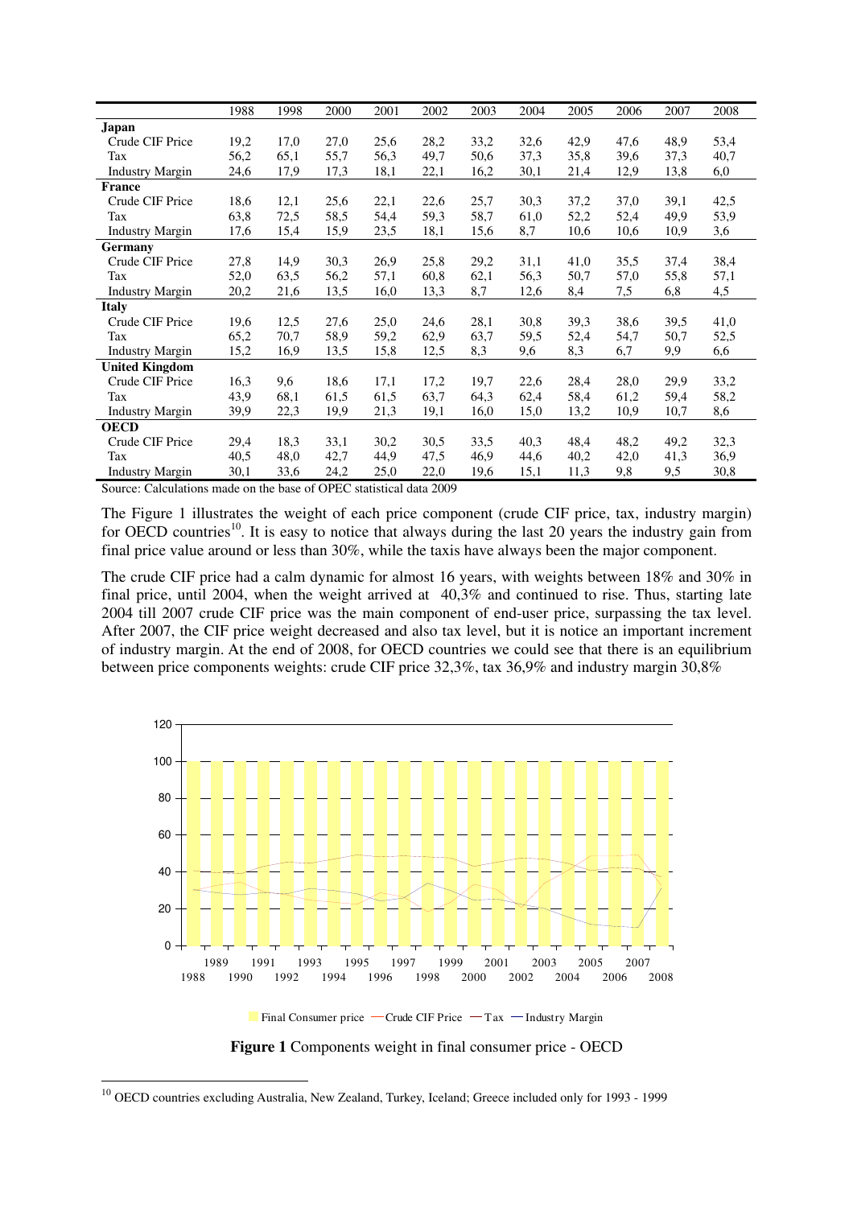| | 1988 | 1998 | 2000 | 2001 | 2002 | 2003 | 2004 | 2005 | 2006 | 2007 | 2008 |
|---|---|---|---|---|---|---|---|---|---|---|---|
| **Japan** | | | | | | | | | | | |
| Crude CIF Price | 19,2 | 17,0 | 27,0 | 25,6 | 28,2 | 33,2 | 32,6 | 42,9 | 47,6 | 48,9 | 53,4 |
| Tax | 56,2 | 65,1 | 55,7 | 56,3 | 49,7 | 50,6 | 37,3 | 35,8 | 39,6 | 37,3 | 40,7 |
| Industry Margin | 24,6 | 17,9 | 17,3 | 18,1 | 22,1 | 16,2 | 30,1 | 21,4 | 12,9 | 13,8 | 6,0 |
| **France** | | | | | | | | | | | |
| Crude CIF Price | 18,6 | 12,1 | 25,6 | 22,1 | 22,6 | 25,7 | 30,3 | 37,2 | 37,0 | 39,1 | 42,5 |
| Tax | 63,8 | 72,5 | 58,5 | 54,4 | 59,3 | 58,7 | 61,0 | 52,2 | 52,4 | 49,9 | 53,9 |
| Industry Margin | 17,6 | 15,4 | 15,9 | 23,5 | 18,1 | 15,6 | 8,7 | 10,6 | 10,6 | 10,9 | 3,6 |
| **Germany** | | | | | | | | | | | |
| Crude CIF Price | 27,8 | 14,9 | 30,3 | 26,9 | 25,8 | 29,2 | 31,1 | 41,0 | 35,5 | 37,4 | 38,4 |
| Tax | 52,0 | 63,5 | 56,2 | 57,1 | 60,8 | 62,1 | 56,3 | 50,7 | 57,0 | 55,8 | 57,1 |
| Industry Margin | 20,2 | 21,6 | 13,5 | 16,0 | 13,3 | 8,7 | 12,6 | 8,4 | 7,5 | 6,8 | 4,5 |
| **Italy** | | | | | | | | | | | |
| Crude CIF Price | 19,6 | 12,5 | 27,6 | 25,0 | 24,6 | 28,1 | 30,8 | 39,3 | 38,6 | 39,5 | 41,0 |
| Tax | 65,2 | 70,7 | 58,9 | 59,2 | 62,9 | 63,7 | 59,5 | 52,4 | 54,7 | 50,7 | 52,5 |
| Industry Margin | 15,2 | 16,9 | 13,5 | 15,8 | 12,5 | 8,3 | 9,6 | 8,3 | 6,7 | 9,9 | 6,6 |
| **United Kingdom** | | | | | | | | | | | |
| Crude CIF Price | 16,3 | 9,6 | 18,6 | 17,1 | 17,2 | 19,7 | 22,6 | 28,4 | 28,0 | 29,9 | 33,2 |
| Tax | 43,9 | 68,1 | 61,5 | 61,5 | 63,7 | 64,3 | 62,4 | 58,4 | 61,2 | 59,4 | 58,2 |
| Industry Margin | 39,9 | 22,3 | 19,9 | 21,3 | 19,1 | 16,0 | 15,0 | 13,2 | 10,9 | 10,7 | 8,6 |
| **OECD** | | | | | | | | | | | |
| Crude CIF Price | 29,4 | 18,3 | 33,1 | 30,2 | 30,5 | 33,5 | 40,3 | 48,4 | 48,2 | 49,2 | 32,3 |
| Tax | 40,5 | 48,0 | 42,7 | 44,9 | 47,5 | 46,9 | 44,6 | 40,2 | 42,0 | 41,3 | 36,9 |
| Industry Margin | 30,1 | 33,6 | 24,2 | 25,0 | 22,0 | 19,6 | 15,1 | 11,3 | 9,8 | 9,5 | 30,8 |

Source: Calculations made on the base of OPEC statistical data 2009

The Figure 1 illustrates the weight of each price component (crude CIF price, tax, industry margin) for OECD countries[10]. It is easy to notice that always during the last 20 years the industry gain from final price value around or less than 30%, while the taxis have always been the major component.

The crude CIF price had a calm dynamic for almost 16 years, with weights between 18% and 30% in final price, until 2004, when the weight arrived at 40,3% and continued to rise. Thus, starting late 2004 till 2007 crude CIF price was the main component of end-user price, surpassing the tax level. After 2007, the CIF price weight decreased and also tax level, but it is notice an important increment of industry margin. At the end of 2008, for OECD countries we could see that there is an equilibrium between price components weights: crude CIF price 32,3%, tax 36,9% and industry margin 30,8%

**Figure 1** Components weight in final consumer price - OECD

[10] OECD countries excluding Australia, New Zealand, Turkey, Iceland; Greece included only for 1993 - 1999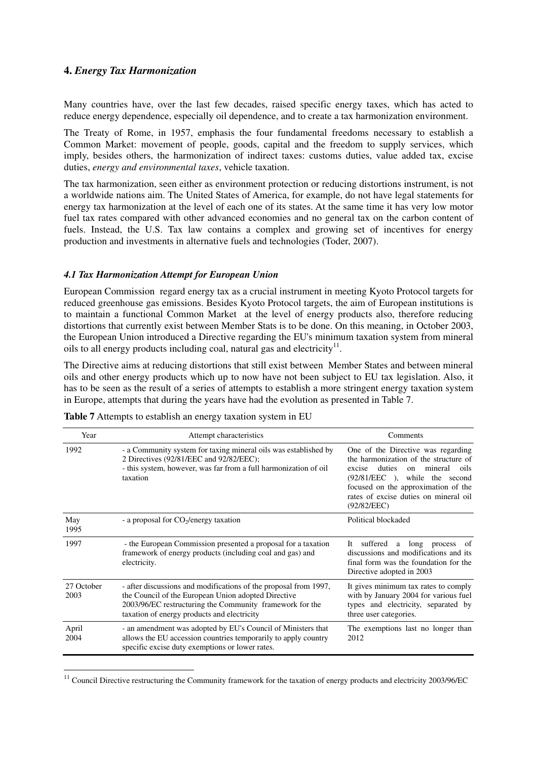## 4. *Energy Tax Harmonization*

Many countries have, over the last few decades, raised specific energy taxes, which has acted to reduce energy dependence, especially oil dependence, and to create a tax harmonization environment.

The Treaty of Rome, in 1957, emphasis the four fundamental freedoms necessary to establish a Common Market: movement of people, goods, capital and the freedom to supply services, which imply, besides others, the harmonization of indirect taxes: customs duties, value added tax, excise duties, *energy and environmental taxes*, vehicle taxation.

The tax harmonization, seen either as environment protection or reducing distortions instrument, is not a worldwide nations aim. The United States of America, for example, do not have legal statements for energy tax harmonization at the level of each one of its states. At the same time it has very low motor fuel tax rates compared with other advanced economies and no general tax on the carbon content of fuels. Instead, the U.S. Tax law contains a complex and growing set of incentives for energy production and investments in alternative fuels and technologies (Toder, 2007).

### *4.1 Tax Harmonization Attempt for European Union*

European Commission regard energy tax as a crucial instrument in meeting Kyoto Protocol targets for reduced greenhouse gas emissions. Besides Kyoto Protocol targets, the aim of European institutions is to maintain a functional Common Market at the level of energy products also, therefore reducing distortions that currently exist between Member Stats is to be done. On this meaning, in October 2003, the European Union introduced a Directive regarding the EU's minimum taxation system from mineral oils to all energy products including coal, natural gas and electricity[11].

The Directive aims at reducing distortions that still exist between Member States and between mineral oils and other energy products which up to now have not been subject to EU tax legislation. Also, it has to be seen as the result of a series of attempts to establish a more stringent energy taxation system in Europe, attempts that during the years have had the evolution as presented in Table 7.

**Table 7** Attempts to establish an energy taxation system in EU

| Year | Attempt characteristics | Comments |
|---|---|---|
| 1992 | - a Community system for taxing mineral oils was established by 2 Directives (92/81/EEC and 92/82/EEC);<br>- this system, however, was far from a full harmonization of oil taxation | One of the Directive was regarding the harmonization of the structure of excise duties on mineral oils (92/81/EEC ), while the second focused on the approximation of the rates of excise duties on mineral oil (92/82/EEC) |
| May 1995 | - a proposal for $CO_2$/energy taxation | Political blockaded |
| 1997 | - the European Commission presented a proposal for a taxation framework of energy products (including coal and gas) and electricity. | It suffered a long process of discussions and modifications and its final form was the foundation for the Directive adopted in 2003 |
| 27 October 2003 | - after discussions and modifications of the proposal from 1997, the Council of the European Union adopted Directive 2003/96/EC restructuring the Community framework for the taxation of energy products and electricity | It gives minimum tax rates to comply with by January 2004 for various fuel types and electricity, separated by three user categories. |
| April 2004 | - an amendment was adopted by EU's Council of Ministers that allows the EU accession countries temporarily to apply country specific excise duty exemptions or lower rates. | The exemptions last no longer than 2012 |

[11] Council Directive restructuring the Community framework for the taxation of energy products and electricity 2003/96/EC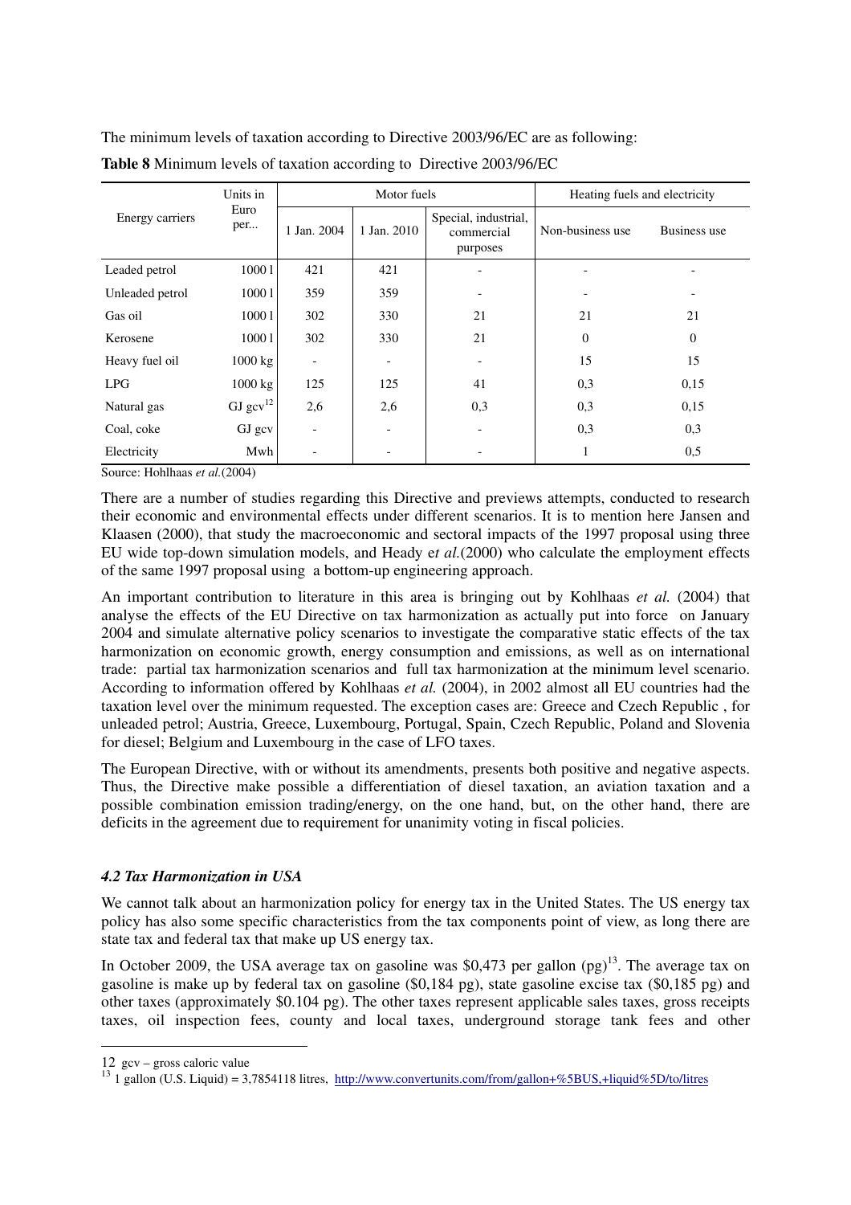The minimum levels of taxation according to Directive 2003/96/EC are as following:

**Table 8** Minimum levels of taxation according to Directive 2003/96/EC

| Energy carriers | Units in Euro per... | Motor fuels | | | Heating fuels and electricity | |
|---|---|---|---|---|---|---|
| | | 1 Jan. 2004 | 1 Jan. 2010 | Special, industrial, commercial purposes | Non-business use | Business use |
| Leaded petrol | 1000 l | 421 | 421 | - | - | - |
| Unleaded petrol | 1000 l | 359 | 359 | - | - | - |
| Gas oil | 1000 l | 302 | 330 | 21 | 21 | 21 |
| Kerosene | 1000 l | 302 | 330 | 21 | 0 | 0 |
| Heavy fuel oil | 1000 kg | - | - | - | 15 | 15 |
| LPG | 1000 kg | 125 | 125 | 41 | 0,3 | 0,15 |
| Natural gas | GJ gcv[12] | 2,6 | 2,6 | 0,3 | 0,3 | 0,15 |
| Coal, coke | GJ gcv | - | - | - | 0,3 | 0,3 |
| Electricity | Mwh | - | - | - | 1 | 0,5 |

Source: Hohlhaas *et al.*(2004)

There are a number of studies regarding this Directive and previews attempts, conducted to research their economic and environmental effects under different scenarios. It is to mention here Jansen and Klaasen (2000), that study the macroeconomic and sectoral impacts of the 1997 proposal using three EU wide top-down simulation models, and Heady e*t al.*(2000) who calculate the employment effects of the same 1997 proposal using a bottom-up engineering approach.

An important contribution to literature in this area is bringing out by Kohlhaas *et al.* (2004) that analyse the effects of the EU Directive on tax harmonization as actually put into force on January 2004 and simulate alternative policy scenarios to investigate the comparative static effects of the tax harmonization on economic growth, energy consumption and emissions, as well as on international trade: partial tax harmonization scenarios and full tax harmonization at the minimum level scenario. According to information offered by Kohlhaas *et al.* (2004), in 2002 almost all EU countries had the taxation level over the minimum requested. The exception cases are: Greece and Czech Republic , for unleaded petrol; Austria, Greece, Luxembourg, Portugal, Spain, Czech Republic, Poland and Slovenia for diesel; Belgium and Luxembourg in the case of LFO taxes.

The European Directive, with or without its amendments, presents both positive and negative aspects. Thus, the Directive make possible a differentiation of diesel taxation, an aviation taxation and a possible combination emission trading/energy, on the one hand, but, on the other hand, there are deficits in the agreement due to requirement for unanimity voting in fiscal policies.

### *4.2 Tax Harmonization in USA*

We cannot talk about an harmonization policy for energy tax in the United States. The US energy tax policy has also some specific characteristics from the tax components point of view, as long there are state tax and federal tax that make up US energy tax.

In October 2009, the USA average tax on gasoline was \$0,473 per gallon (pg)[13]. The average tax on gasoline is make up by federal tax on gasoline (\$0,184 pg), state gasoline excise tax (\$0,185 pg) and other taxes (approximately \$0.104 pg). The other taxes represent applicable sales taxes, gross receipts taxes, oil inspection fees, county and local taxes, underground storage tank fees and other

12 gcv – gross caloric value

13 1 gallon (U.S. Liquid) = 3,7854118 litres, http://www.convertunits.com/from/gallon+%5BUS,+liquid%5D/to/litres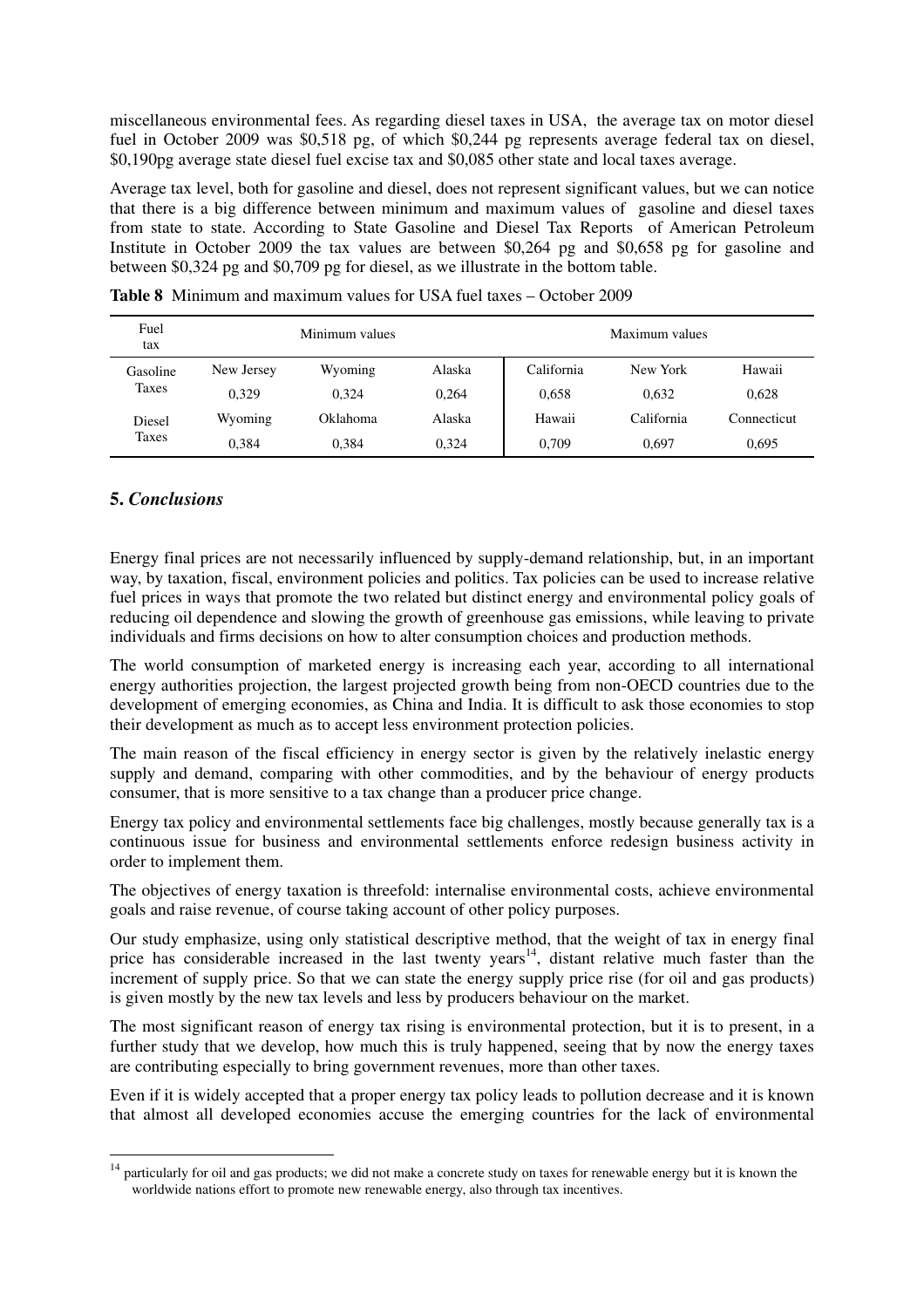miscellaneous environmental fees. As regarding diesel taxes in USA, the average tax on motor diesel fuel in October 2009 was \$0,518 pg, of which \$0,244 pg represents average federal tax on diesel, \$0,190pg average state diesel fuel excise tax and \$0,085 other state and local taxes average.

Average tax level, both for gasoline and diesel, does not represent significant values, but we can notice that there is a big difference between minimum and maximum values of gasoline and diesel taxes from state to state. According to State Gasoline and Diesel Tax Reports of American Petroleum Institute in October 2009 the tax values are between \$0,264 pg and \$0,658 pg for gasoline and between \$0,324 pg and \$0,709 pg for diesel, as we illustrate in the bottom table.

**Table 8** Minimum and maximum values for USA fuel taxes – October 2009

| Fuel tax | Minimum values | | | Maximum values | | |
|---|---|---|---|---|---|---|
| Gasoline Taxes | New Jersey | Wyoming | Alaska | California | New York | Hawaii |
| | 0,329 | 0,324 | 0,264 | 0,658 | 0,632 | 0,628 |
| Diesel Taxes | Wyoming | Oklahoma | Alaska | Hawaii | California | Connecticut |
| | 0,384 | 0,384 | 0,324 | 0,709 | 0,697 | 0,695 |

## 5. *Conclusions*

Energy final prices are not necessarily influenced by supply-demand relationship, but, in an important way, by taxation, fiscal, environment policies and politics. Tax policies can be used to increase relative fuel prices in ways that promote the two related but distinct energy and environmental policy goals of reducing oil dependence and slowing the growth of greenhouse gas emissions, while leaving to private individuals and firms decisions on how to alter consumption choices and production methods.

The world consumption of marketed energy is increasing each year, according to all international energy authorities projection, the largest projected growth being from non-OECD countries due to the development of emerging economies, as China and India. It is difficult to ask those economies to stop their development as much as to accept less environment protection policies.

The main reason of the fiscal efficiency in energy sector is given by the relatively inelastic energy supply and demand, comparing with other commodities, and by the behaviour of energy products consumer, that is more sensitive to a tax change than a producer price change.

Energy tax policy and environmental settlements face big challenges, mostly because generally tax is a continuous issue for business and environmental settlements enforce redesign business activity in order to implement them.

The objectives of energy taxation is threefold: internalise environmental costs, achieve environmental goals and raise revenue, of course taking account of other policy purposes.

Our study emphasize, using only statistical descriptive method, that the weight of tax in energy final price has considerable increased in the last twenty years[14], distant relative much faster than the increment of supply price. So that we can state the energy supply price rise (for oil and gas products) is given mostly by the new tax levels and less by producers behaviour on the market.

The most significant reason of energy tax rising is environmental protection, but it is to present, in a further study that we develop, how much this is truly happened, seeing that by now the energy taxes are contributing especially to bring government revenues, more than other taxes.

Even if it is widely accepted that a proper energy tax policy leads to pollution decrease and it is known that almost all developed economies accuse the emerging countries for the lack of environmental

[14] particularly for oil and gas products; we did not make a concrete study on taxes for renewable energy but it is known the worldwide nations effort to promote new renewable energy, also through tax incentives.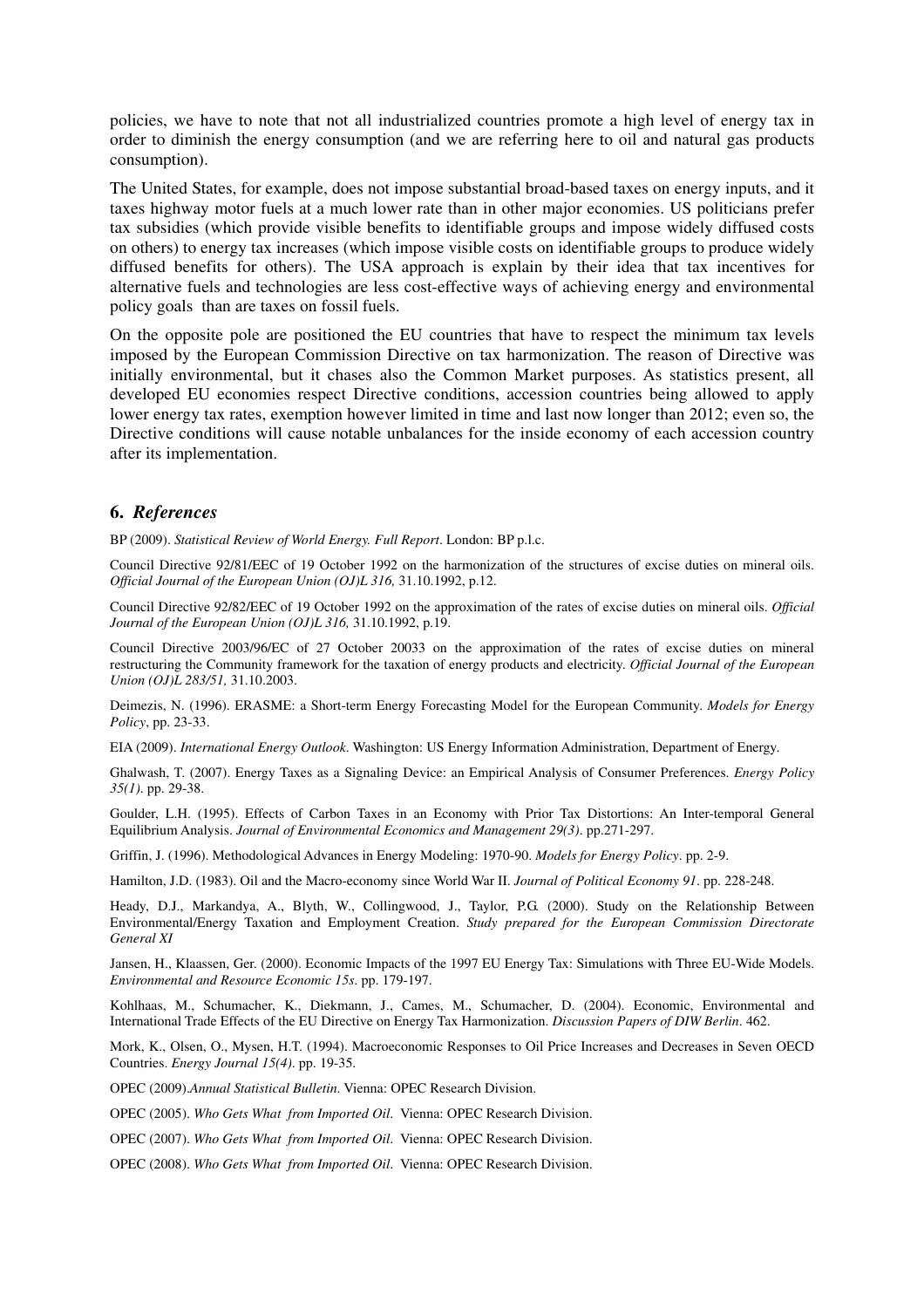policies, we have to note that not all industrialized countries promote a high level of energy tax in order to diminish the energy consumption (and we are referring here to oil and natural gas products consumption).

The United States, for example, does not impose substantial broad-based taxes on energy inputs, and it taxes highway motor fuels at a much lower rate than in other major economies. US politicians prefer tax subsidies (which provide visible benefits to identifiable groups and impose widely diffused costs on others) to energy tax increases (which impose visible costs on identifiable groups to produce widely diffused benefits for others). The USA approach is explain by their idea that tax incentives for alternative fuels and technologies are less cost-effective ways of achieving energy and environmental policy goals than are taxes on fossil fuels.

On the opposite pole are positioned the EU countries that have to respect the minimum tax levels imposed by the European Commission Directive on tax harmonization. The reason of Directive was initially environmental, but it chases also the Common Market purposes. As statistics present, all developed EU economies respect Directive conditions, accession countries being allowed to apply lower energy tax rates, exemption however limited in time and last now longer than 2012; even so, the Directive conditions will cause notable unbalances for the inside economy of each accession country after its implementation.

## 6. *References*

BP (2009). *Statistical Review of World Energy. Full Report*. London: BP p.l.c.

Council Directive 92/81/EEC of 19 October 1992 on the harmonization of the structures of excise duties on mineral oils. *Official Journal of the European Union (OJ)L 316,* 31.10.1992, p.12.

Council Directive 92/82/EEC of 19 October 1992 on the approximation of the rates of excise duties on mineral oils. *Official Journal of the European Union (OJ)L 316,* 31.10.1992, p.19.

Council Directive 2003/96/EC of 27 October 20033 on the approximation of the rates of excise duties on mineral restructuring the Community framework for the taxation of energy products and electricity. *Official Journal of the European Union (OJ)L 283/51,* 31.10.2003.

Deimezis, N. (1996). ERASME: a Short-term Energy Forecasting Model for the European Community. *Models for Energy Policy*, pp. 23-33.

EIA (2009). *International Energy Outlook*. Washington: US Energy Information Administration, Department of Energy.

Ghalwash, T. (2007). Energy Taxes as a Signaling Device: an Empirical Analysis of Consumer Preferences. *Energy Policy 35(1)*. pp. 29-38.

Goulder, L.H. (1995). Effects of Carbon Taxes in an Economy with Prior Tax Distortions: An Inter-temporal General Equilibrium Analysis. *Journal of Environmental Economics and Management 29(3)*. pp.271-297.

Griffin, J. (1996). Methodological Advances in Energy Modeling: 1970-90. *Models for Energy Policy*. pp. 2-9.

Hamilton, J.D. (1983). Oil and the Macro-economy since World War II. *Journal of Political Economy 91*. pp. 228-248.

Heady, D.J., Markandya, A., Blyth, W., Collingwood, J., Taylor, P.G. (2000). Study on the Relationship Between Environmental/Energy Taxation and Employment Creation. *Study prepared for the European Commission Directorate General XI*

Jansen, H., Klaassen, Ger. (2000). Economic Impacts of the 1997 EU Energy Tax: Simulations with Three EU-Wide Models. *Environmental and Resource Economic 15s*. pp. 179-197.

Kohlhaas, M., Schumacher, K., Diekmann, J., Cames, M., Schumacher, D. (2004). Economic, Environmental and International Trade Effects of the EU Directive on Energy Tax Harmonization. *Discussion Papers of DIW Berlin*. 462.

Mork, K., Olsen, O., Mysen, H.T. (1994). Macroeconomic Responses to Oil Price Increases and Decreases in Seven OECD Countries. *Energy Journal 15(4)*. pp. 19-35.

OPEC (2009).*Annual Statistical Bulletin*. Vienna: OPEC Research Division.

OPEC (2005). *Who Gets What from Imported Oil*. Vienna: OPEC Research Division.

OPEC (2007). *Who Gets What from Imported Oil*. Vienna: OPEC Research Division.

OPEC (2008). *Who Gets What from Imported Oil*. Vienna: OPEC Research Division.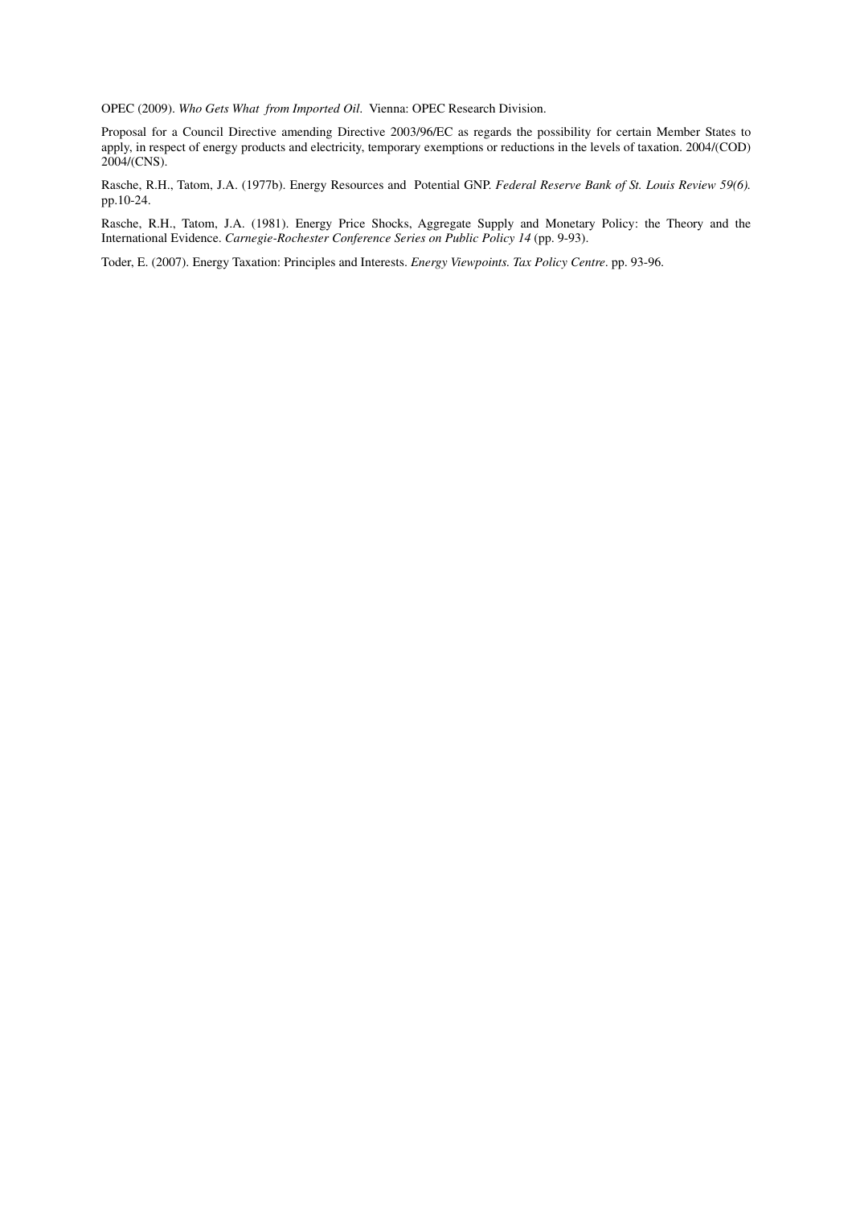OPEC (2009). *Who Gets What from Imported Oil*. Vienna: OPEC Research Division.

Proposal for a Council Directive amending Directive 2003/96/EC as regards the possibility for certain Member States to apply, in respect of energy products and electricity, temporary exemptions or reductions in the levels of taxation. 2004/(COD) 2004/(CNS).

Rasche, R.H., Tatom, J.A. (1977b). Energy Resources and Potential GNP. *Federal Reserve Bank of St. Louis Review 59(6).* pp.10-24.

Rasche, R.H., Tatom, J.A. (1981). Energy Price Shocks, Aggregate Supply and Monetary Policy: the Theory and the International Evidence. *Carnegie-Rochester Conference Series on Public Policy 14* (pp. 9-93).

Toder, E. (2007). Energy Taxation: Principles and Interests. *Energy Viewpoints. Tax Policy Centre*. pp. 93-96.